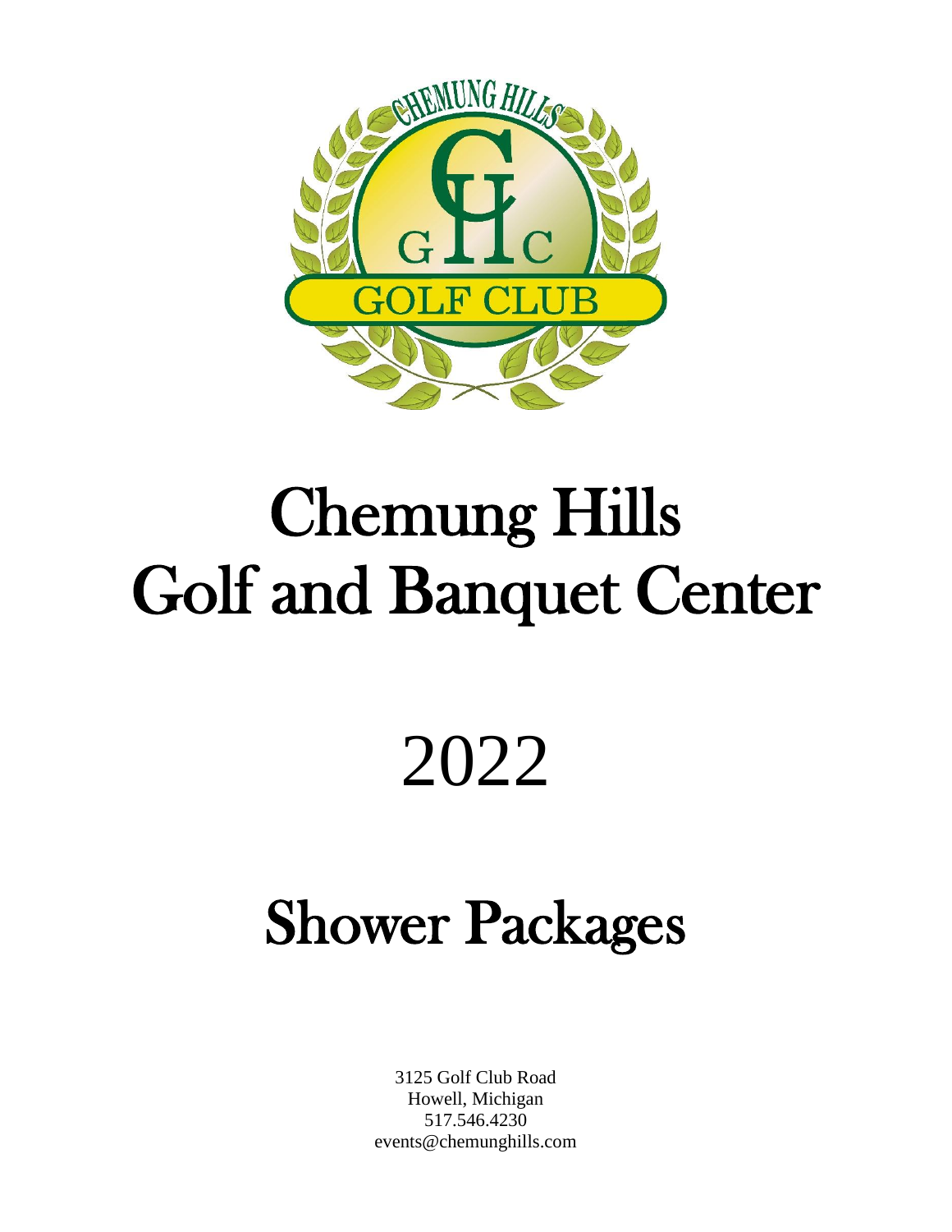# Chemung Hills Golf and Banquet Center

# 2022

# Shower Packages

3125 Golf Club Road
Howell, Michigan
517.546.4230
events@chemunghills.com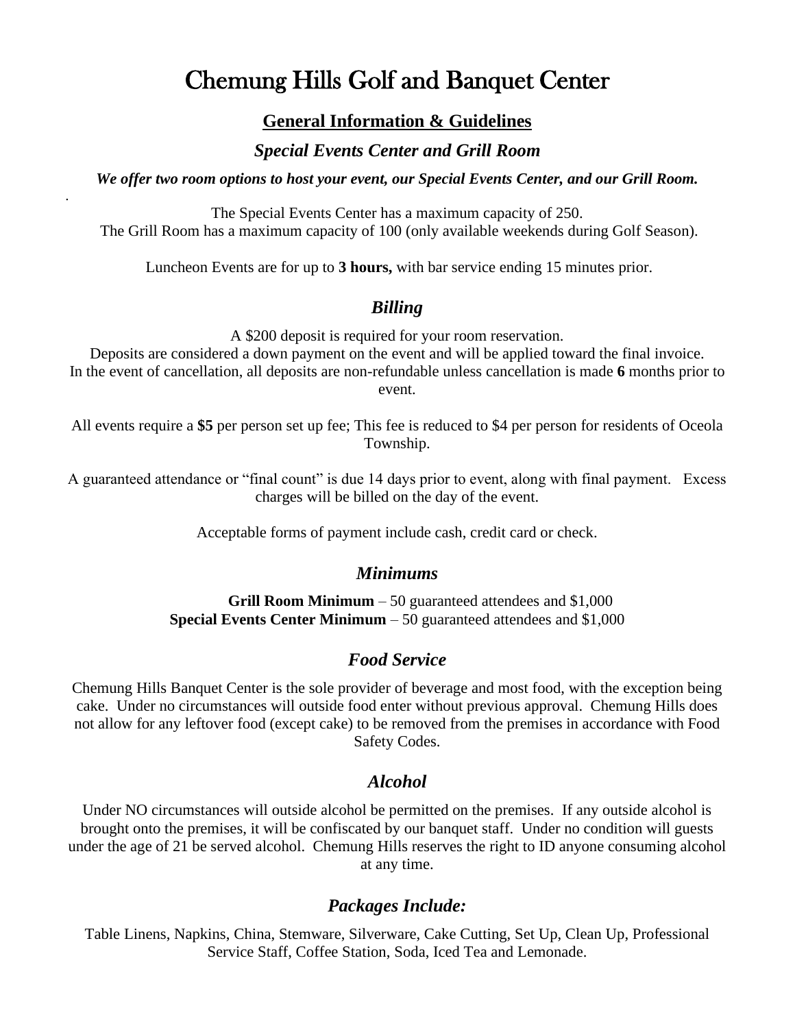# Chemung Hills Golf and Banquet Center

## General Information & Guidelines

### *Special Events Center and Grill Room*

***We offer two room options to host your event, our Special Events Center, and our Grill Room.***

The Special Events Center has a maximum capacity of 250.
The Grill Room has a maximum capacity of 100 (only available weekends during Golf Season).

Luncheon Events are for up to **3 hours,** with bar service ending 15 minutes prior.

### *Billing*

A $200 deposit is required for your room reservation.
Deposits are considered a down payment on the event and will be applied toward the final invoice.
In the event of cancellation, all deposits are non-refundable unless cancellation is made **6** months prior to event.

All events require a **$5** per person set up fee; This fee is reduced to $4 per person for residents of Oceola Township.

A guaranteed attendance or "final count" is due 14 days prior to event, along with final payment. Excess charges will be billed on the day of the event.

Acceptable forms of payment include cash, credit card or check.

### *Minimums*

**Grill Room Minimum** – 50 guaranteed attendees and $1,000
**Special Events Center Minimum** – 50 guaranteed attendees and $1,000

### *Food Service*

Chemung Hills Banquet Center is the sole provider of beverage and most food, with the exception being cake. Under no circumstances will outside food enter without previous approval. Chemung Hills does not allow for any leftover food (except cake) to be removed from the premises in accordance with Food Safety Codes.

### *Alcohol*

Under NO circumstances will outside alcohol be permitted on the premises. If any outside alcohol is brought onto the premises, it will be confiscated by our banquet staff. Under no condition will guests under the age of 21 be served alcohol. Chemung Hills reserves the right to ID anyone consuming alcohol at any time.

### *Packages Include:*

Table Linens, Napkins, China, Stemware, Silverware, Cake Cutting, Set Up, Clean Up, Professional Service Staff, Coffee Station, Soda, Iced Tea and Lemonade.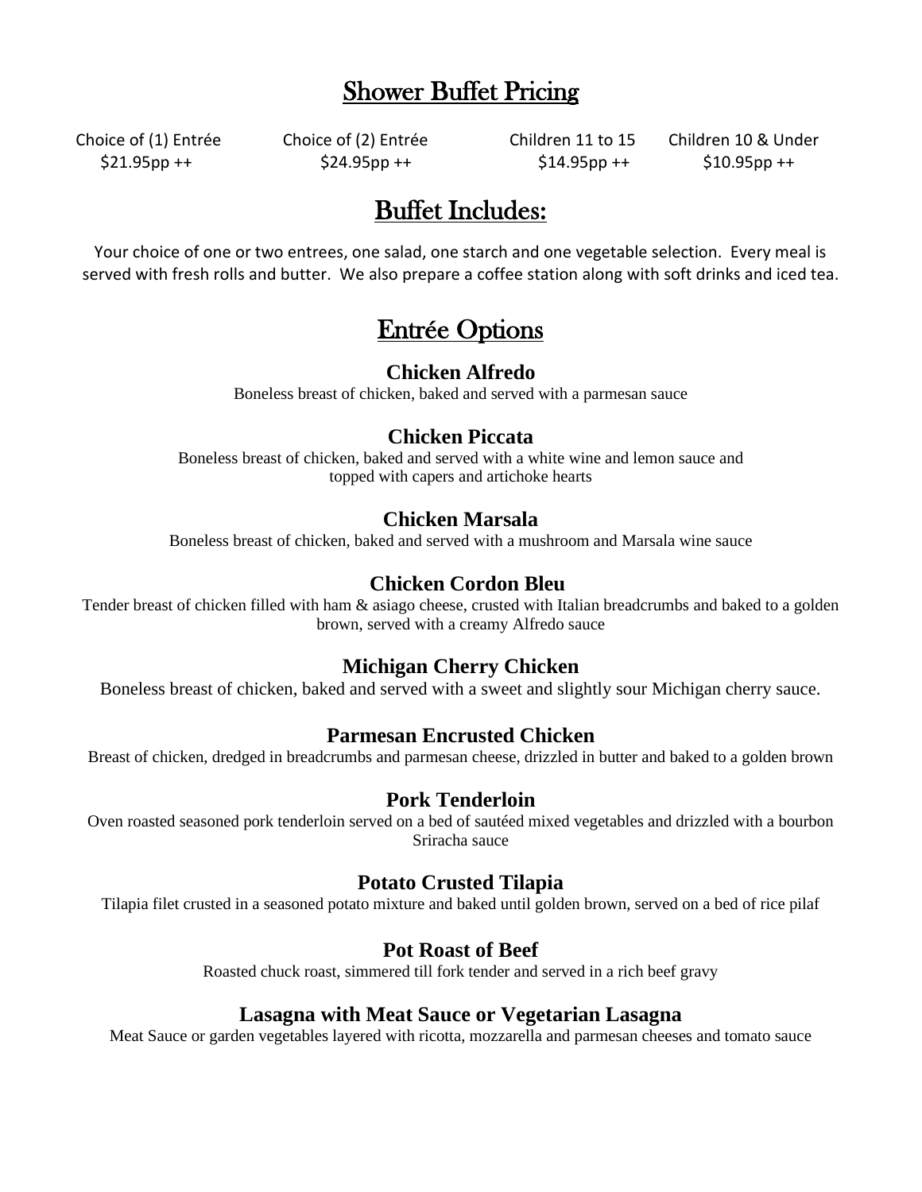# Shower Buffet Pricing

| Choice of (1) Entrée | Choice of (2) Entrée | Children 11 to 15 | Children 10 & Under |
|---|---|---|---|
| $21.95pp ++ | $24.95pp ++ | $14.95pp ++ | $10.95pp ++ |

# Buffet Includes:

Your choice of one or two entrees, one salad, one starch and one vegetable selection. Every meal is served with fresh rolls and butter. We also prepare a coffee station along with soft drinks and iced tea.

# Entrée Options

### Chicken Alfredo

Boneless breast of chicken, baked and served with a parmesan sauce

### Chicken Piccata

Boneless breast of chicken, baked and served with a white wine and lemon sauce and topped with capers and artichoke hearts

### Chicken Marsala

Boneless breast of chicken, baked and served with a mushroom and Marsala wine sauce

### Chicken Cordon Bleu

Tender breast of chicken filled with ham & asiago cheese, crusted with Italian breadcrumbs and baked to a golden brown, served with a creamy Alfredo sauce

### Michigan Cherry Chicken

Boneless breast of chicken, baked and served with a sweet and slightly sour Michigan cherry sauce.

### Parmesan Encrusted Chicken

Breast of chicken, dredged in breadcrumbs and parmesan cheese, drizzled in butter and baked to a golden brown

### Pork Tenderloin

Oven roasted seasoned pork tenderloin served on a bed of sautéed mixed vegetables and drizzled with a bourbon Sriracha sauce

### Potato Crusted Tilapia

Tilapia filet crusted in a seasoned potato mixture and baked until golden brown, served on a bed of rice pilaf

### Pot Roast of Beef

Roasted chuck roast, simmered till fork tender and served in a rich beef gravy

### Lasagna with Meat Sauce or Vegetarian Lasagna

Meat Sauce or garden vegetables layered with ricotta, mozzarella and parmesan cheeses and tomato sauce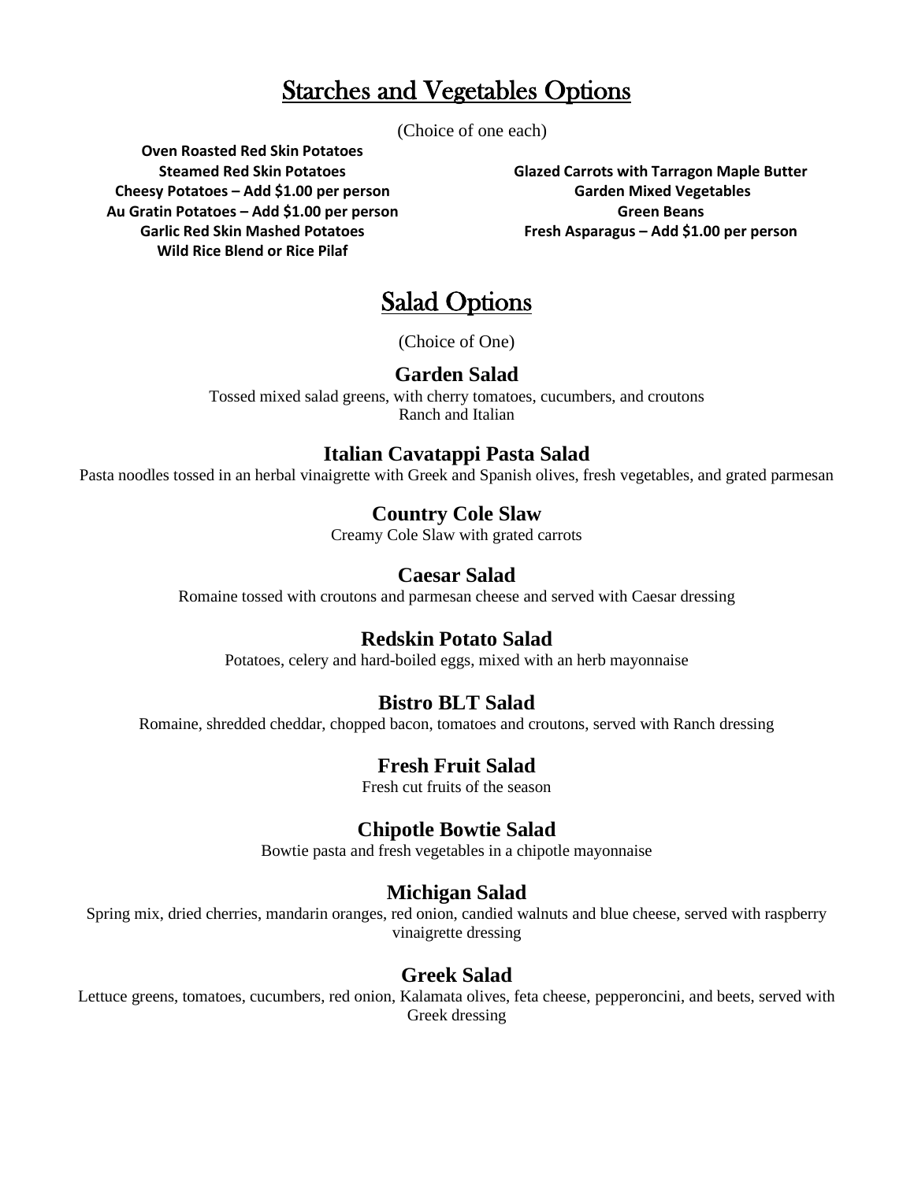# Starches and Vegetables Options

(Choice of one each)

**Oven Roasted Red Skin Potatoes**
**Steamed Red Skin Potatoes**
**Cheesy Potatoes – Add $1.00 per person**
**Au Gratin Potatoes – Add $1.00 per person**
**Garlic Red Skin Mashed Potatoes**
**Wild Rice Blend or Rice Pilaf**

**Glazed Carrots with Tarragon Maple Butter**
**Garden Mixed Vegetables**
**Green Beans**
**Fresh Asparagus – Add $1.00 per person**

# Salad Options

(Choice of One)

### Garden Salad

Tossed mixed salad greens, with cherry tomatoes, cucumbers, and croutons
Ranch and Italian

### Italian Cavatappi Pasta Salad

Pasta noodles tossed in an herbal vinaigrette with Greek and Spanish olives, fresh vegetables, and grated parmesan

### Country Cole Slaw

Creamy Cole Slaw with grated carrots

### Caesar Salad

Romaine tossed with croutons and parmesan cheese and served with Caesar dressing

### Redskin Potato Salad

Potatoes, celery and hard-boiled eggs, mixed with an herb mayonnaise

### Bistro BLT Salad

Romaine, shredded cheddar, chopped bacon, tomatoes and croutons, served with Ranch dressing

### Fresh Fruit Salad

Fresh cut fruits of the season

### Chipotle Bowtie Salad

Bowtie pasta and fresh vegetables in a chipotle mayonnaise

### Michigan Salad

Spring mix, dried cherries, mandarin oranges, red onion, candied walnuts and blue cheese, served with raspberry vinaigrette dressing

### Greek Salad

Lettuce greens, tomatoes, cucumbers, red onion, Kalamata olives, feta cheese, pepperoncini, and beets, served with Greek dressing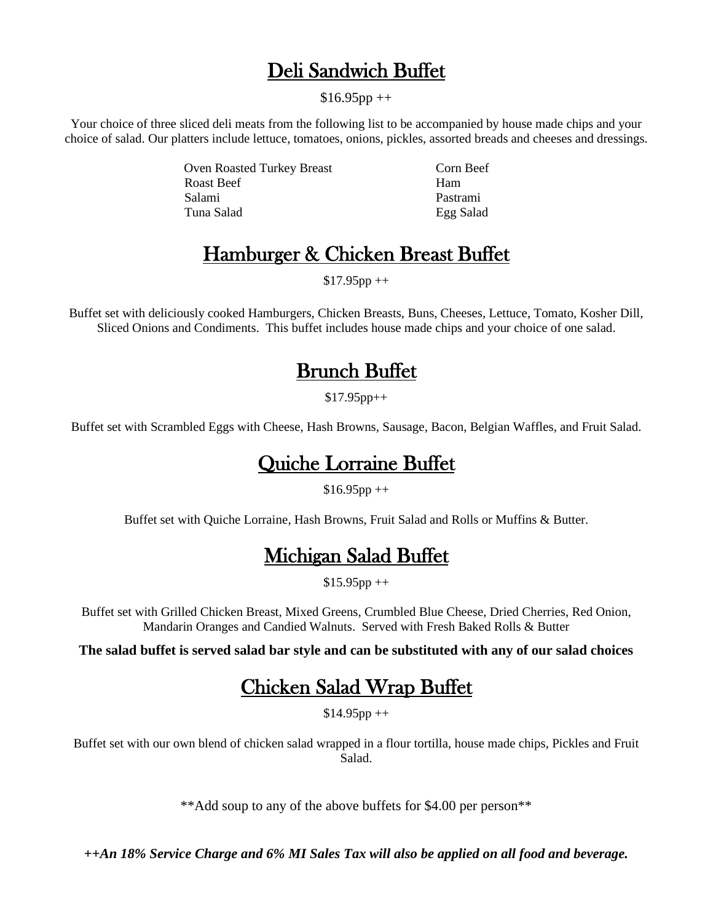# Deli Sandwich Buffet

$16.95pp ++

Your choice of three sliced deli meats from the following list to be accompanied by house made chips and your choice of salad. Our platters include lettuce, tomatoes, onions, pickles, assorted breads and cheeses and dressings.

| | |
|---|---|
| Oven Roasted Turkey Breast | Corn Beef |
| Roast Beef | Ham |
| Salami | Pastrami |
| Tuna Salad | Egg Salad |

# Hamburger & Chicken Breast Buffet

$17.95pp ++

Buffet set with deliciously cooked Hamburgers, Chicken Breasts, Buns, Cheeses, Lettuce, Tomato, Kosher Dill, Sliced Onions and Condiments. This buffet includes house made chips and your choice of one salad.

# Brunch Buffet

$17.95pp++

Buffet set with Scrambled Eggs with Cheese, Hash Browns, Sausage, Bacon, Belgian Waffles, and Fruit Salad.

# Quiche Lorraine Buffet

$16.95pp ++

Buffet set with Quiche Lorraine, Hash Browns, Fruit Salad and Rolls or Muffins & Butter.

# Michigan Salad Buffet

$15.95pp ++

Buffet set with Grilled Chicken Breast, Mixed Greens, Crumbled Blue Cheese, Dried Cherries, Red Onion, Mandarin Oranges and Candied Walnuts. Served with Fresh Baked Rolls & Butter

**The salad buffet is served salad bar style and can be substituted with any of our salad choices**

# Chicken Salad Wrap Buffet

$14.95pp ++

Buffet set with our own blend of chicken salad wrapped in a flour tortilla, house made chips, Pickles and Fruit Salad.

**Add soup to any of the above buffets for $4.00 per person**

***++An 18% Service Charge and 6% MI Sales Tax will also be applied on all food and beverage.***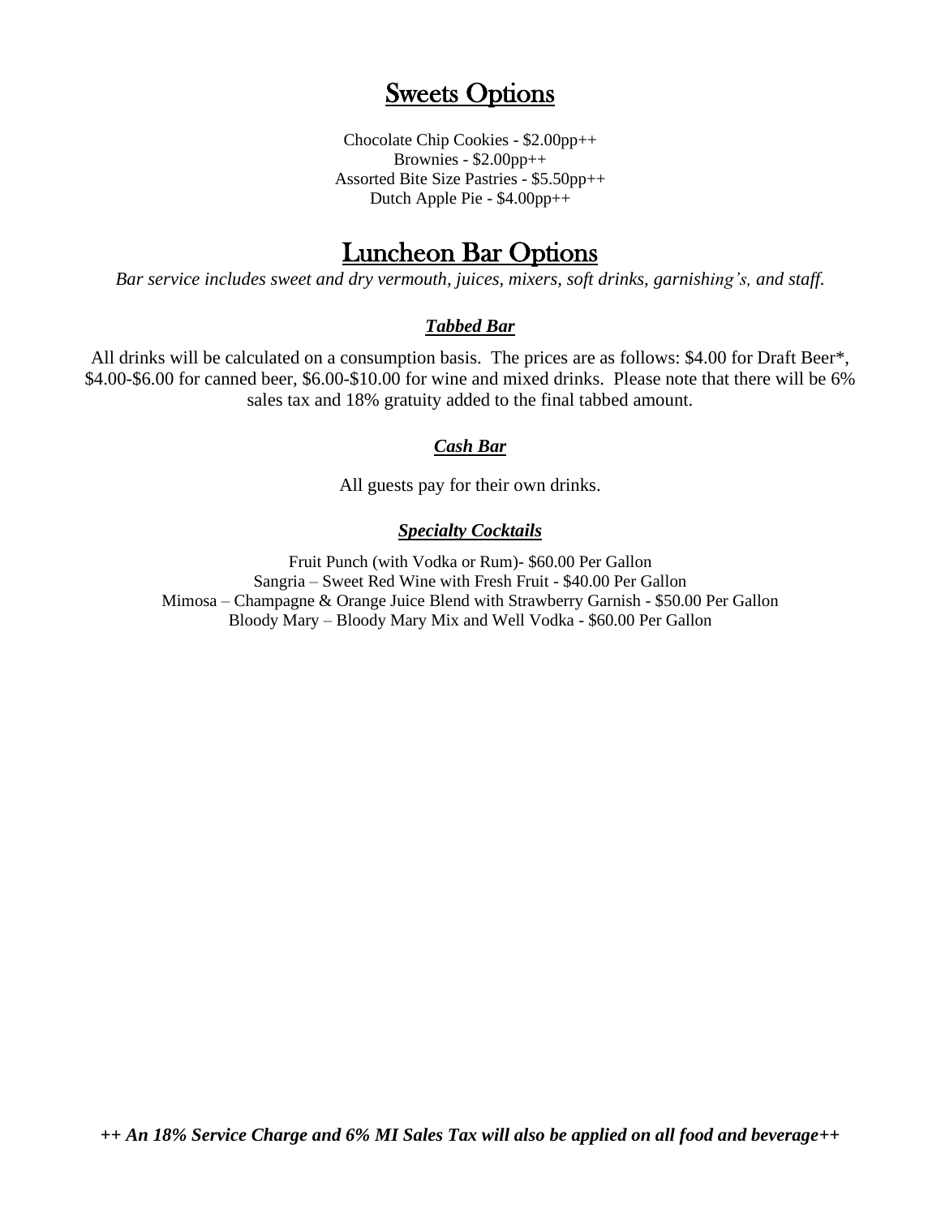## Sweets Options

Chocolate Chip Cookies - $2.00pp++
Brownies - $2.00pp++
Assorted Bite Size Pastries - $5.50pp++
Dutch Apple Pie - $4.00pp++

## Luncheon Bar Options

*Bar service includes sweet and dry vermouth, juices, mixers, soft drinks, garnishing's, and staff.*

### ***Tabbed Bar***

All drinks will be calculated on a consumption basis. The prices are as follows: $4.00 for Draft Beer*, $4.00-$6.00 for canned beer, $6.00-$10.00 for wine and mixed drinks. Please note that there will be 6% sales tax and 18% gratuity added to the final tabbed amount.

### ***Cash Bar***

All guests pay for their own drinks.

### ***Specialty Cocktails***

Fruit Punch (with Vodka or Rum)- $60.00 Per Gallon
Sangria – Sweet Red Wine with Fresh Fruit - $40.00 Per Gallon
Mimosa – Champagne & Orange Juice Blend with Strawberry Garnish - $50.00 Per Gallon
Bloody Mary – Bloody Mary Mix and Well Vodka - $60.00 Per Gallon

***++ An 18% Service Charge and 6% MI Sales Tax will also be applied on all food and beverage++***